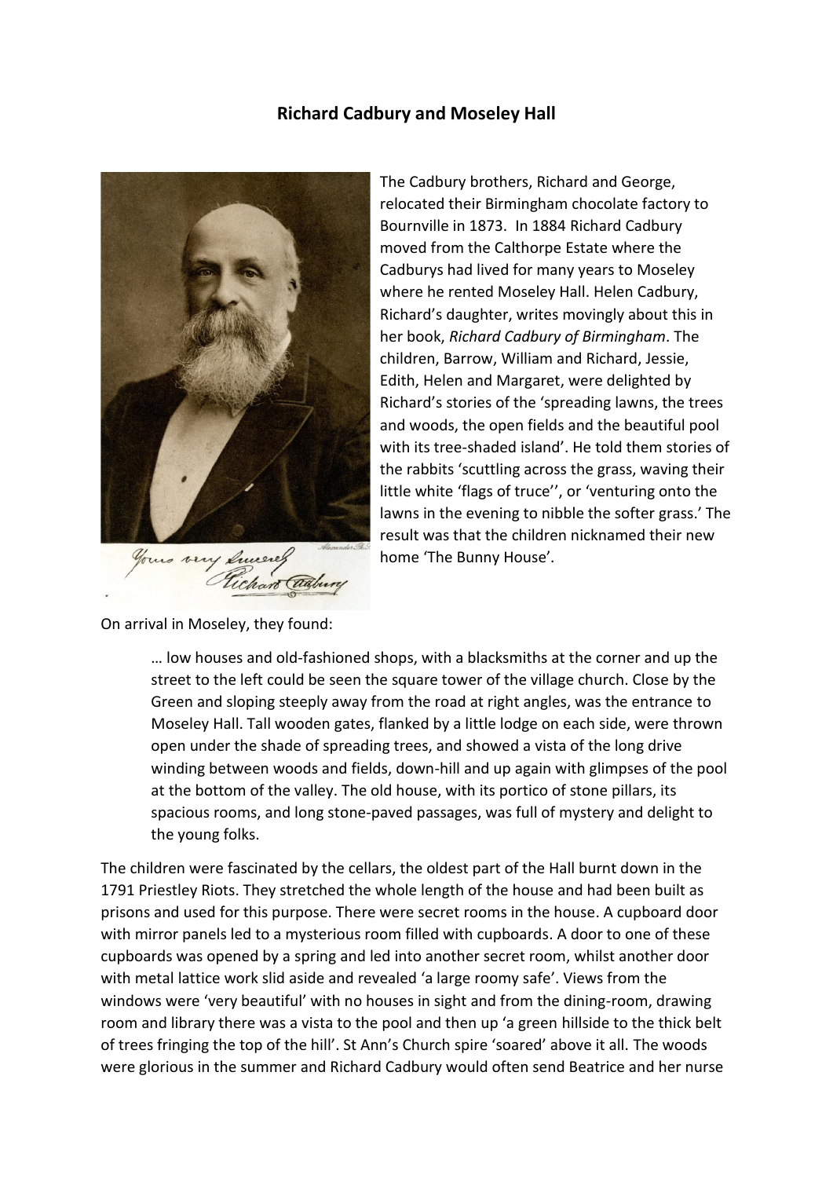# Richard Cadbury and Moseley Hall

The Cadbury brothers, Richard and George, relocated their Birmingham chocolate factory to Bournville in 1873. In 1884 Richard Cadbury moved from the Calthorpe Estate where the Cadburys had lived for many years to Moseley where he rented Moseley Hall. Helen Cadbury, Richard's daughter, writes movingly about this in her book, *Richard Cadbury of Birmingham*. The children, Barrow, William and Richard, Jessie, Edith, Helen and Margaret, were delighted by Richard's stories of the 'spreading lawns, the trees and woods, the open fields and the beautiful pool with its tree-shaded island'. He told them stories of the rabbits 'scuttling across the grass, waving their little white 'flags of truce'', or 'venturing onto the lawns in the evening to nibble the softer grass.' The result was that the children nicknamed their new home 'The Bunny House'.

On arrival in Moseley, they found:

> … low houses and old-fashioned shops, with a blacksmiths at the corner and up the street to the left could be seen the square tower of the village church. Close by the Green and sloping steeply away from the road at right angles, was the entrance to Moseley Hall. Tall wooden gates, flanked by a little lodge on each side, were thrown open under the shade of spreading trees, and showed a vista of the long drive winding between woods and fields, down-hill and up again with glimpses of the pool at the bottom of the valley. The old house, with its portico of stone pillars, its spacious rooms, and long stone-paved passages, was full of mystery and delight to the young folks.

The children were fascinated by the cellars, the oldest part of the Hall burnt down in the 1791 Priestley Riots. They stretched the whole length of the house and had been built as prisons and used for this purpose. There were secret rooms in the house. A cupboard door with mirror panels led to a mysterious room filled with cupboards. A door to one of these cupboards was opened by a spring and led into another secret room, whilst another door with metal lattice work slid aside and revealed 'a large roomy safe'. Views from the windows were 'very beautiful' with no houses in sight and from the dining-room, drawing room and library there was a vista to the pool and then up 'a green hillside to the thick belt of trees fringing the top of the hill'. St Ann's Church spire 'soared' above it all. The woods were glorious in the summer and Richard Cadbury would often send Beatrice and her nurse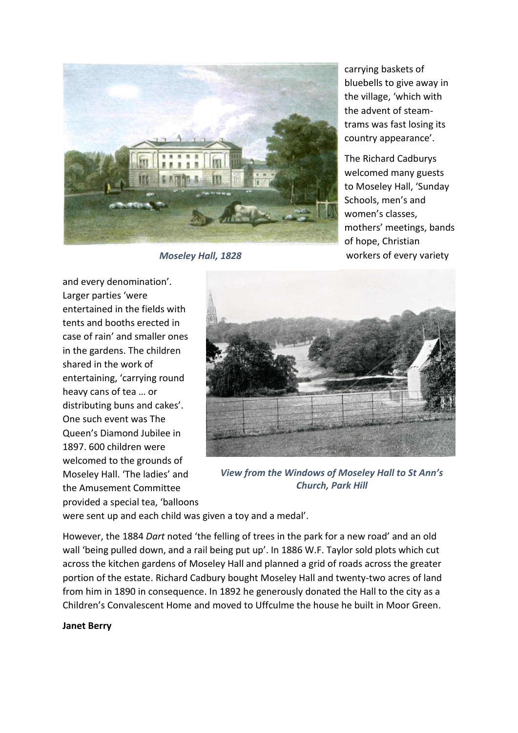carrying baskets of bluebells to give away in the village, 'which with the advent of steam-trams was fast losing its country appearance'.

*Moseley Hall, 1828*

The Richard Cadburys welcomed many guests to Moseley Hall, 'Sunday Schools, men's and women's classes, mothers' meetings, bands of hope, Christian workers of every variety and every denomination'. Larger parties 'were entertained in the fields with tents and booths erected in case of rain' and smaller ones in the gardens. The children shared in the work of entertaining, 'carrying round heavy cans of tea … or distributing buns and cakes'. One such event was The Queen's Diamond Jubilee in 1897. 600 children were welcomed to the grounds of Moseley Hall. 'The ladies' and the Amusement Committee provided a special tea, 'balloons were sent up and each child was given a toy and a medal'.

*View from the Windows of Moseley Hall to St Ann's Church, Park Hill*

However, the 1884 *Dart* noted 'the felling of trees in the park for a new road' and an old wall 'being pulled down, and a rail being put up'. In 1886 W.F. Taylor sold plots which cut across the kitchen gardens of Moseley Hall and planned a grid of roads across the greater portion of the estate. Richard Cadbury bought Moseley Hall and twenty-two acres of land from him in 1890 in consequence. In 1892 he generously donated the Hall to the city as a Children's Convalescent Home and moved to Uffculme the house he built in Moor Green.

**Janet Berry**